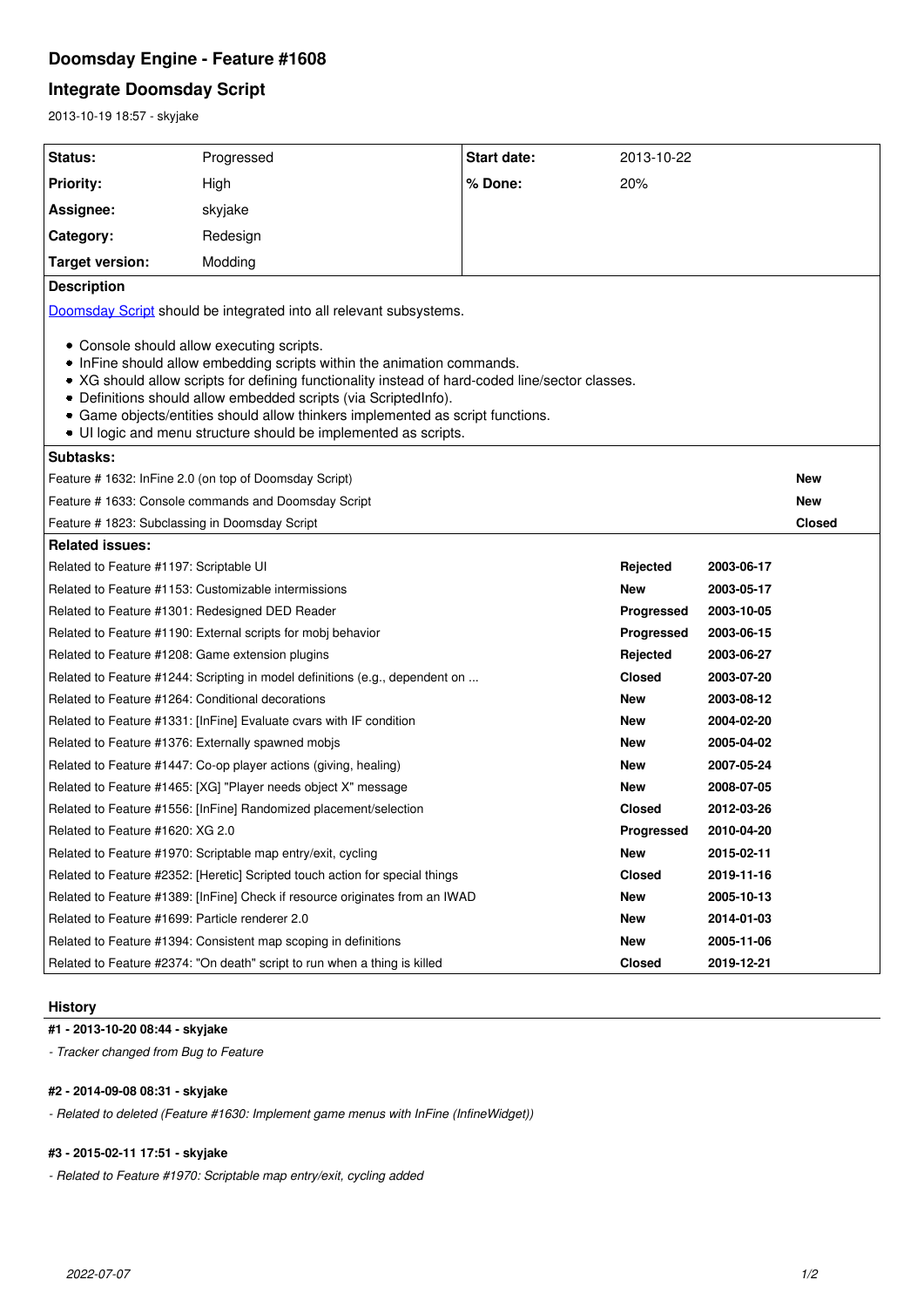# Doomsday Engine - Feature #1608

## Integrate Doomsday Script

2013-10-19 18:57 - skyjake

| Status: | Progressed | Start date: | 2013-10-22 |
|---|---|---|---|
| Priority: | High | % Done: | 20% |
| Assignee: | skyjake | | |
| Category: | Redesign | | |
| Target version: | Modding | | |

**Description**

Doomsday Script should be integrated into all relevant subsystems.

- Console should allow executing scripts.
- InFine should allow embedding scripts within the animation commands.
- XG should allow scripts for defining functionality instead of hard-coded line/sector classes.
- Definitions should allow embedded scripts (via ScriptedInfo).
- Game objects/entities should allow thinkers implemented as script functions.
- UI logic and menu structure should be implemented as scripts.

**Subtasks:**

| Subtask | Status |
|---|---|
| Feature # 1632: InFine 2.0 (on top of Doomsday Script) | New |
| Feature # 1633: Console commands and Doomsday Script | New |
| Feature # 1823: Subclassing in Doomsday Script | Closed |

**Related issues:**

| Issue | Status | Date |
|---|---|---|
| Related to Feature #1197: Scriptable UI | Rejected | 2003-06-17 |
| Related to Feature #1153: Customizable intermissions | New | 2003-05-17 |
| Related to Feature #1301: Redesigned DED Reader | Progressed | 2003-10-05 |
| Related to Feature #1190: External scripts for mobj behavior | Progressed | 2003-06-15 |
| Related to Feature #1208: Game extension plugins | Rejected | 2003-06-27 |
| Related to Feature #1244: Scripting in model definitions (e.g., dependent on ... | Closed | 2003-07-20 |
| Related to Feature #1264: Conditional decorations | New | 2003-08-12 |
| Related to Feature #1331: [InFine] Evaluate cvars with IF condition | New | 2004-02-20 |
| Related to Feature #1376: Externally spawned mobjs | New | 2005-04-02 |
| Related to Feature #1447: Co-op player actions (giving, healing) | New | 2007-05-24 |
| Related to Feature #1465: [XG] "Player needs object X" message | New | 2008-07-05 |
| Related to Feature #1556: [InFine] Randomized placement/selection | Closed | 2012-03-26 |
| Related to Feature #1620: XG 2.0 | Progressed | 2010-04-20 |
| Related to Feature #1970: Scriptable map entry/exit, cycling | New | 2015-02-11 |
| Related to Feature #2352: [Heretic] Scripted touch action for special things | Closed | 2019-11-16 |
| Related to Feature #1389: [InFine] Check if resource originates from an IWAD | New | 2005-10-13 |
| Related to Feature #1699: Particle renderer 2.0 | New | 2014-01-03 |
| Related to Feature #1394: Consistent map scoping in definitions | New | 2005-11-06 |
| Related to Feature #2374: "On death" script to run when a thing is killed | Closed | 2019-12-21 |

### History

#### #1 - 2013-10-20 08:44 - skyjake

*- Tracker changed from Bug to Feature*

#### #2 - 2014-09-08 08:31 - skyjake

*- Related to deleted (Feature #1630: Implement game menus with InFine (InfineWidget))*

#### #3 - 2015-02-11 17:51 - skyjake

*- Related to Feature #1970: Scriptable map entry/exit, cycling added*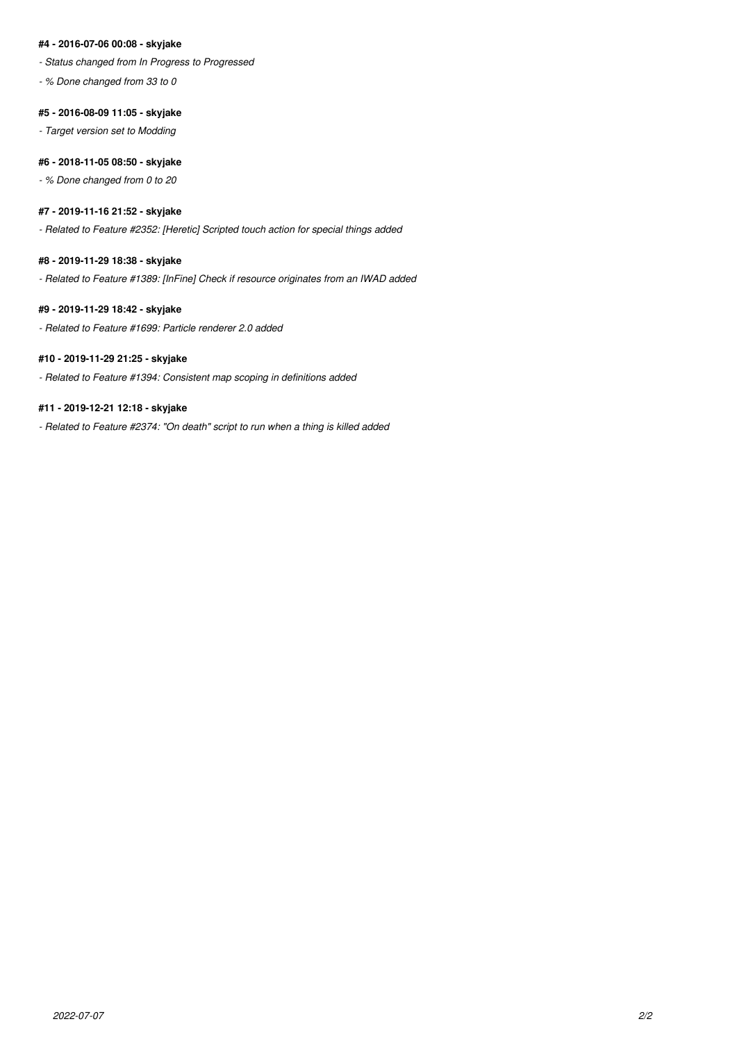**#4 - 2016-07-06 00:08 - skyjake**

*- Status changed from In Progress to Progressed*

*- % Done changed from 33 to 0*

**#5 - 2016-08-09 11:05 - skyjake**

*- Target version set to Modding*

**#6 - 2018-11-05 08:50 - skyjake**

*- % Done changed from 0 to 20*

**#7 - 2019-11-16 21:52 - skyjake**

*- Related to Feature #2352: [Heretic] Scripted touch action for special things added*

**#8 - 2019-11-29 18:38 - skyjake**

*- Related to Feature #1389: [InFine] Check if resource originates from an IWAD added*

**#9 - 2019-11-29 18:42 - skyjake**

*- Related to Feature #1699: Particle renderer 2.0 added*

**#10 - 2019-11-29 21:25 - skyjake**

*- Related to Feature #1394: Consistent map scoping in definitions added*

**#11 - 2019-12-21 12:18 - skyjake**

*- Related to Feature #2374: "On death" script to run when a thing is killed added*